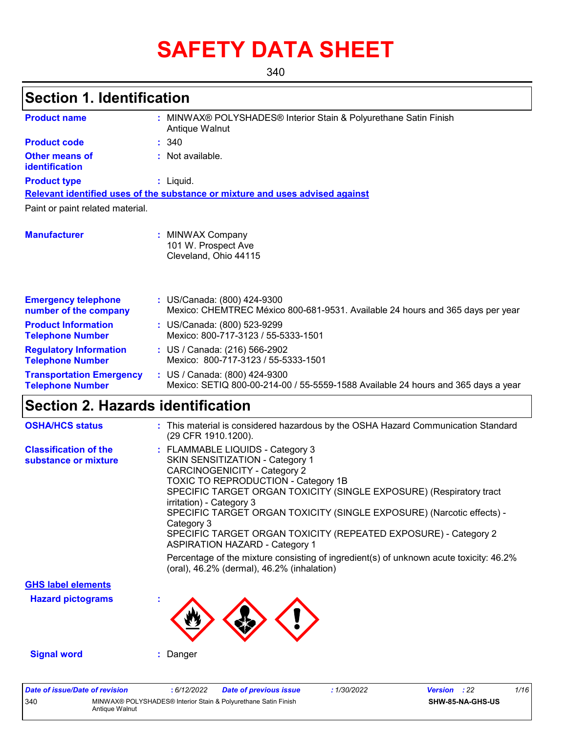# SAFETY DATA SHEET

340

## Section 1. Identification

**Product name** : MINWAX® POLYSHADES® Interior Stain & Polyurethane Satin Finish Antique Walnut

**Product code** : 340

**Other means of identification** : Not available.

**Product type** : Liquid.

**Relevant identified uses of the substance or mixture and uses advised against**

Paint or paint related material.

**Manufacturer** : MINWAX Company
101 W. Prospect Ave
Cleveland, Ohio 44115

**Emergency telephone number of the company** : US/Canada: (800) 424-9300
Mexico: CHEMTREC México 800-681-9531. Available 24 hours and 365 days per year

**Product Information Telephone Number** : US/Canada: (800) 523-9299
Mexico: 800-717-3123 / 55-5333-1501

**Regulatory Information Telephone Number** : US / Canada: (216) 566-2902
Mexico: 800-717-3123 / 55-5333-1501

**Transportation Emergency Telephone Number** : US / Canada: (800) 424-9300
Mexico: SETIQ 800-00-214-00 / 55-5559-1588 Available 24 hours and 365 days a year

## Section 2. Hazards identification

**OSHA/HCS status** : This material is considered hazardous by the OSHA Hazard Communication Standard (29 CFR 1910.1200).

**Classification of the substance or mixture** : FLAMMABLE LIQUIDS - Category 3
SKIN SENSITIZATION - Category 1
CARCINOGENICITY - Category 2
TOXIC TO REPRODUCTION - Category 1B
SPECIFIC TARGET ORGAN TOXICITY (SINGLE EXPOSURE) (Respiratory tract irritation) - Category 3
SPECIFIC TARGET ORGAN TOXICITY (SINGLE EXPOSURE) (Narcotic effects) - Category 3
SPECIFIC TARGET ORGAN TOXICITY (REPEATED EXPOSURE) - Category 2
ASPIRATION HAZARD - Category 1

Percentage of the mixture consisting of ingredient(s) of unknown acute toxicity: 46.2% (oral), 46.2% (dermal), 46.2% (inhalation)

**GHS label elements**

**Hazard pictograms** :

**Signal word** : Danger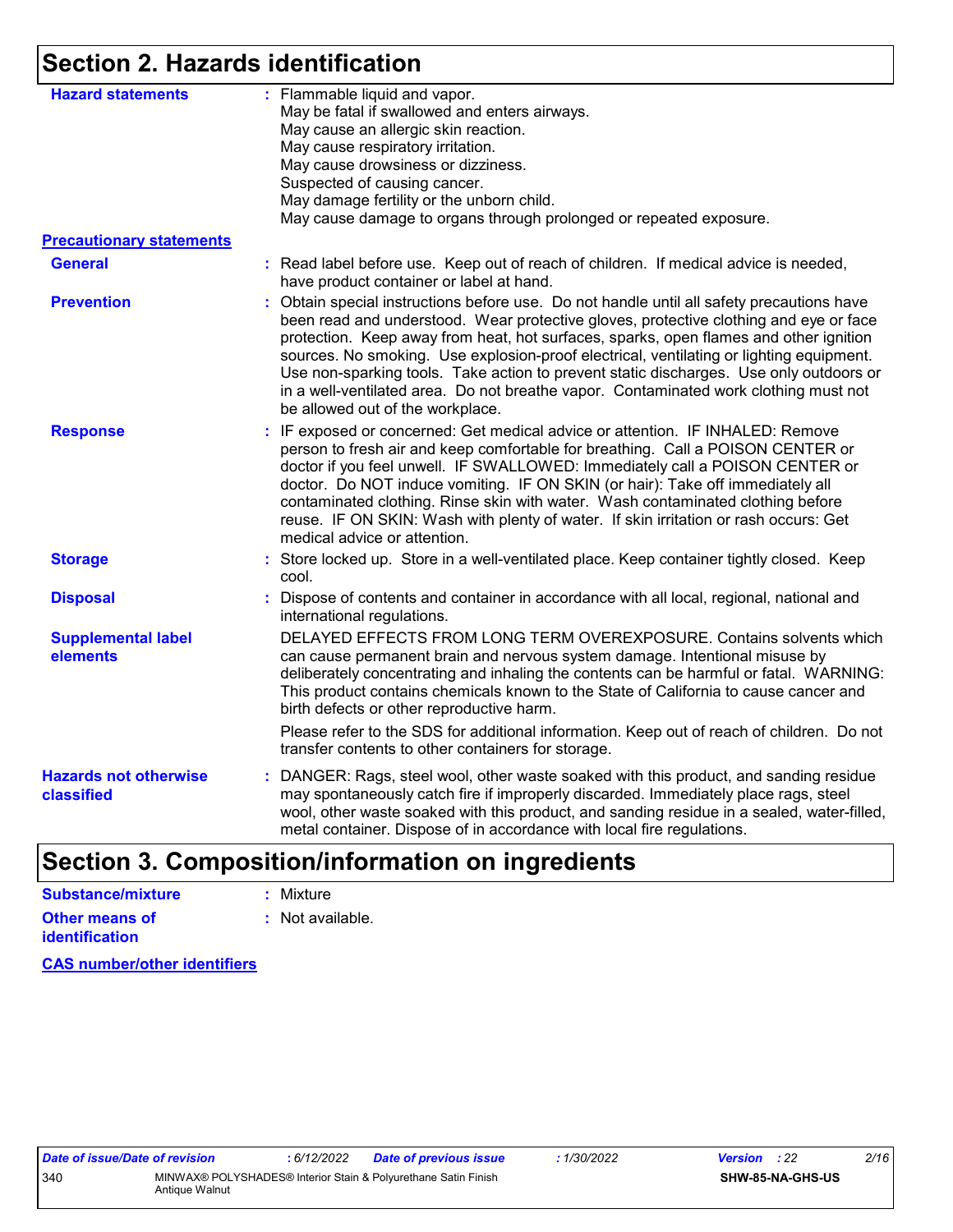## Section 2. Hazards identification

**Hazard statements** : Flammable liquid and vapor.
May be fatal if swallowed and enters airways.
May cause an allergic skin reaction.
May cause respiratory irritation.
May cause drowsiness or dizziness.
Suspected of causing cancer.
May damage fertility or the unborn child.
May cause damage to organs through prolonged or repeated exposure.

**Precautionary statements**

**General** : Read label before use. Keep out of reach of children. If medical advice is needed, have product container or label at hand.

**Prevention** : Obtain special instructions before use. Do not handle until all safety precautions have been read and understood. Wear protective gloves, protective clothing and eye or face protection. Keep away from heat, hot surfaces, sparks, open flames and other ignition sources. No smoking. Use explosion-proof electrical, ventilating or lighting equipment. Use non-sparking tools. Take action to prevent static discharges. Use only outdoors or in a well-ventilated area. Do not breathe vapor. Contaminated work clothing must not be allowed out of the workplace.

**Response** : IF exposed or concerned: Get medical advice or attention. IF INHALED: Remove person to fresh air and keep comfortable for breathing. Call a POISON CENTER or doctor if you feel unwell. IF SWALLOWED: Immediately call a POISON CENTER or doctor. Do NOT induce vomiting. IF ON SKIN (or hair): Take off immediately all contaminated clothing. Rinse skin with water. Wash contaminated clothing before reuse. IF ON SKIN: Wash with plenty of water. If skin irritation or rash occurs: Get medical advice or attention.

**Storage** : Store locked up. Store in a well-ventilated place. Keep container tightly closed. Keep cool.

**Disposal** : Dispose of contents and container in accordance with all local, regional, national and international regulations.

**Supplemental label elements** DELAYED EFFECTS FROM LONG TERM OVEREXPOSURE. Contains solvents which can cause permanent brain and nervous system damage. Intentional misuse by deliberately concentrating and inhaling the contents can be harmful or fatal. WARNING: This product contains chemicals known to the State of California to cause cancer and birth defects or other reproductive harm.

Please refer to the SDS for additional information. Keep out of reach of children. Do not transfer contents to other containers for storage.

**Hazards not otherwise classified** : DANGER: Rags, steel wool, other waste soaked with this product, and sanding residue may spontaneously catch fire if improperly discarded. Immediately place rags, steel wool, other waste soaked with this product, and sanding residue in a sealed, water-filled, metal container. Dispose of in accordance with local fire regulations.

## Section 3. Composition/information on ingredients

**Substance/mixture** : Mixture

**Other means of identification** : Not available.

**CAS number/other identifiers**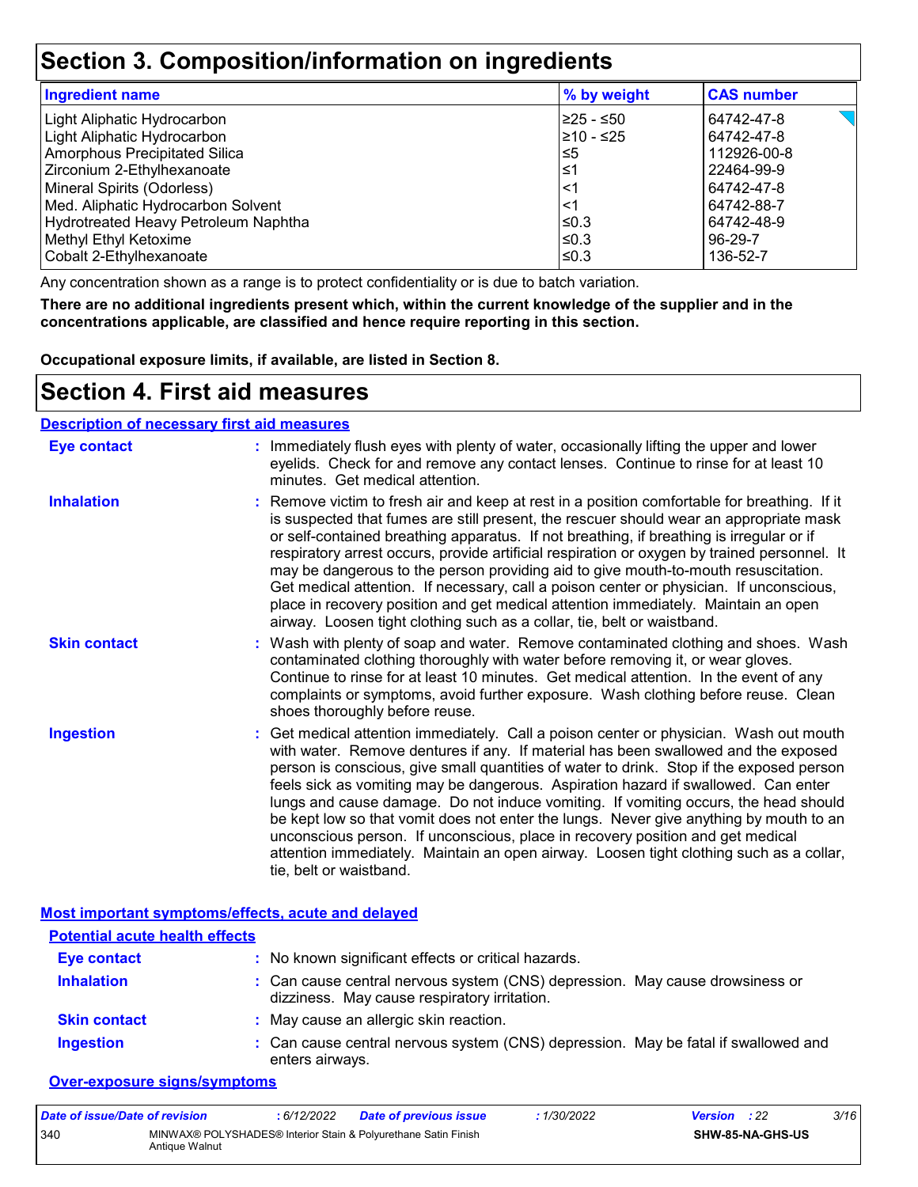# Section 3. Composition/information on ingredients

| Ingredient name | % by weight | CAS number |
|---|---|---|
| Light Aliphatic Hydrocarbon | ≥25 - ≤50 | 64742-47-8 |
| Light Aliphatic Hydrocarbon | ≥10 - ≤25 | 64742-47-8 |
| Amorphous Precipitated Silica | ≤5 | 112926-00-8 |
| Zirconium 2-Ethylhexanoate | ≤1 | 22464-99-9 |
| Mineral Spirits (Odorless) | <1 | 64742-47-8 |
| Med. Aliphatic Hydrocarbon Solvent | <1 | 64742-88-7 |
| Hydrotreated Heavy Petroleum Naphtha | ≤0.3 | 64742-48-9 |
| Methyl Ethyl Ketoxime | ≤0.3 | 96-29-7 |
| Cobalt 2-Ethylhexanoate | ≤0.3 | 136-52-7 |

Any concentration shown as a range is to protect confidentiality or is due to batch variation.

**There are no additional ingredients present which, within the current knowledge of the supplier and in the concentrations applicable, are classified and hence require reporting in this section.**

**Occupational exposure limits, if available, are listed in Section 8.**

# Section 4. First aid measures

## Description of necessary first aid measures

**Eye contact** : Immediately flush eyes with plenty of water, occasionally lifting the upper and lower eyelids. Check for and remove any contact lenses. Continue to rinse for at least 10 minutes. Get medical attention.

**Inhalation** : Remove victim to fresh air and keep at rest in a position comfortable for breathing. If it is suspected that fumes are still present, the rescuer should wear an appropriate mask or self-contained breathing apparatus. If not breathing, if breathing is irregular or if respiratory arrest occurs, provide artificial respiration or oxygen by trained personnel. It may be dangerous to the person providing aid to give mouth-to-mouth resuscitation. Get medical attention. If necessary, call a poison center or physician. If unconscious, place in recovery position and get medical attention immediately. Maintain an open airway. Loosen tight clothing such as a collar, tie, belt or waistband.

**Skin contact** : Wash with plenty of soap and water. Remove contaminated clothing and shoes. Wash contaminated clothing thoroughly with water before removing it, or wear gloves. Continue to rinse for at least 10 minutes. Get medical attention. In the event of any complaints or symptoms, avoid further exposure. Wash clothing before reuse. Clean shoes thoroughly before reuse.

**Ingestion** : Get medical attention immediately. Call a poison center or physician. Wash out mouth with water. Remove dentures if any. If material has been swallowed and the exposed person is conscious, give small quantities of water to drink. Stop if the exposed person feels sick as vomiting may be dangerous. Aspiration hazard if swallowed. Can enter lungs and cause damage. Do not induce vomiting. If vomiting occurs, the head should be kept low so that vomit does not enter the lungs. Never give anything by mouth to an unconscious person. If unconscious, place in recovery position and get medical attention immediately. Maintain an open airway. Loosen tight clothing such as a collar, tie, belt or waistband.

## Most important symptoms/effects, acute and delayed

### Potential acute health effects

**Eye contact** : No known significant effects or critical hazards.

**Inhalation** : Can cause central nervous system (CNS) depression. May cause drowsiness or dizziness. May cause respiratory irritation.

**Skin contact** : May cause an allergic skin reaction.

**Ingestion** : Can cause central nervous system (CNS) depression. May be fatal if swallowed and enters airways.

### Over-exposure signs/symptoms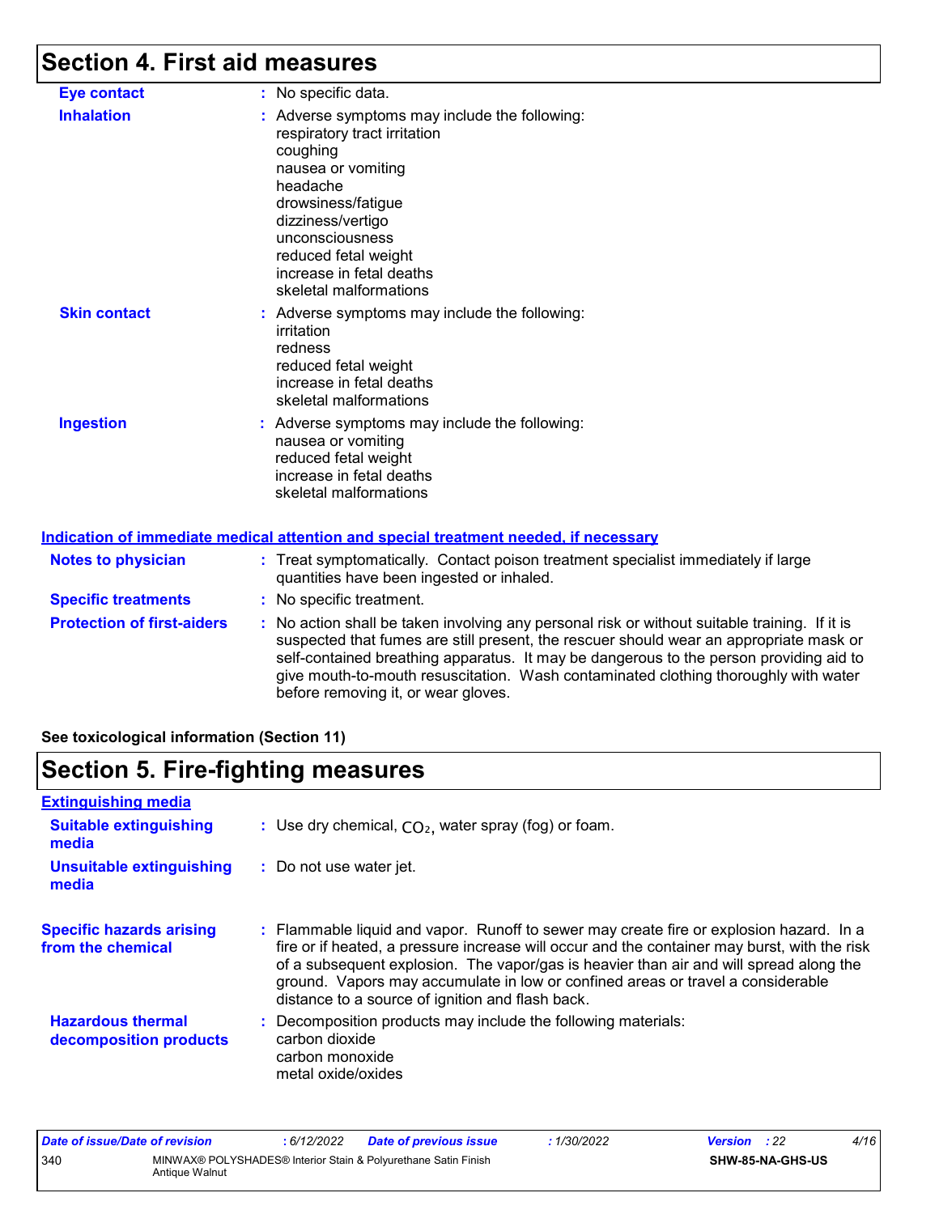# Section 4. First aid measures

| | |
|---|---|
| **Eye contact** | : No specific data. |
| **Inhalation** | : Adverse symptoms may include the following:<br>respiratory tract irritation<br>coughing<br>nausea or vomiting<br>headache<br>drowsiness/fatigue<br>dizziness/vertigo<br>unconsciousness<br>reduced fetal weight<br>increase in fetal deaths<br>skeletal malformations |
| **Skin contact** | : Adverse symptoms may include the following:<br>irritation<br>redness<br>reduced fetal weight<br>increase in fetal deaths<br>skeletal malformations |
| **Ingestion** | : Adverse symptoms may include the following:<br>nausea or vomiting<br>reduced fetal weight<br>increase in fetal deaths<br>skeletal malformations |

## Indication of immediate medical attention and special treatment needed, if necessary

| | |
|---|---|
| **Notes to physician** | : Treat symptomatically. Contact poison treatment specialist immediately if large quantities have been ingested or inhaled. |
| **Specific treatments** | : No specific treatment. |
| **Protection of first-aiders** | : No action shall be taken involving any personal risk or without suitable training. If it is suspected that fumes are still present, the rescuer should wear an appropriate mask or self-contained breathing apparatus. It may be dangerous to the person providing aid to give mouth-to-mouth resuscitation. Wash contaminated clothing thoroughly with water before removing it, or wear gloves. |

**See toxicological information (Section 11)**

# Section 5. Fire-fighting measures

## Extinguishing media

| | |
|---|---|
| **Suitable extinguishing media** | : Use dry chemical, $CO_2$, water spray (fog) or foam. |
| **Unsuitable extinguishing media** | : Do not use water jet. |
| **Specific hazards arising from the chemical** | : Flammable liquid and vapor. Runoff to sewer may create fire or explosion hazard. In a fire or if heated, a pressure increase will occur and the container may burst, with the risk of a subsequent explosion. The vapor/gas is heavier than air and will spread along the ground. Vapors may accumulate in low or confined areas or travel a considerable distance to a source of ignition and flash back. |
| **Hazardous thermal decomposition products** | : Decomposition products may include the following materials:<br>carbon dioxide<br>carbon monoxide<br>metal oxide/oxides |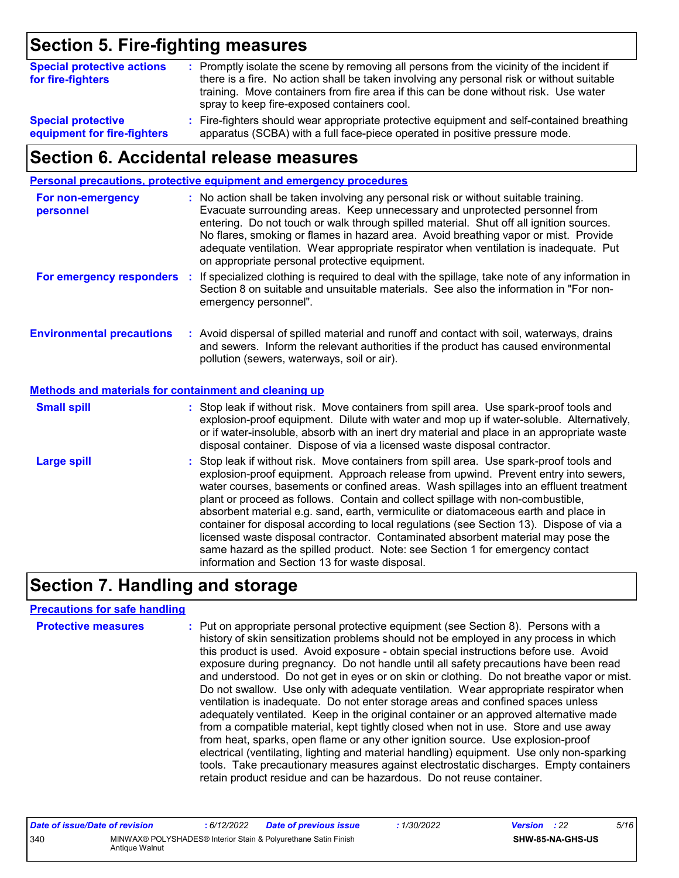## Section 5. Fire-fighting measures

**Special protective actions for fire-fighters** : Promptly isolate the scene by removing all persons from the vicinity of the incident if there is a fire. No action shall be taken involving any personal risk or without suitable training. Move containers from fire area if this can be done without risk. Use water spray to keep fire-exposed containers cool.

**Special protective equipment for fire-fighters** : Fire-fighters should wear appropriate protective equipment and self-contained breathing apparatus (SCBA) with a full face-piece operated in positive pressure mode.

## Section 6. Accidental release measures

### Personal precautions, protective equipment and emergency procedures

**For non-emergency personnel** : No action shall be taken involving any personal risk or without suitable training. Evacuate surrounding areas. Keep unnecessary and unprotected personnel from entering. Do not touch or walk through spilled material. Shut off all ignition sources. No flares, smoking or flames in hazard area. Avoid breathing vapor or mist. Provide adequate ventilation. Wear appropriate respirator when ventilation is inadequate. Put on appropriate personal protective equipment.

**For emergency responders** : If specialized clothing is required to deal with the spillage, take note of any information in Section 8 on suitable and unsuitable materials. See also the information in "For non-emergency personnel".

**Environmental precautions** : Avoid dispersal of spilled material and runoff and contact with soil, waterways, drains and sewers. Inform the relevant authorities if the product has caused environmental pollution (sewers, waterways, soil or air).

### Methods and materials for containment and cleaning up

**Small spill** : Stop leak if without risk. Move containers from spill area. Use spark-proof tools and explosion-proof equipment. Dilute with water and mop up if water-soluble. Alternatively, or if water-insoluble, absorb with an inert dry material and place in an appropriate waste disposal container. Dispose of via a licensed waste disposal contractor.

**Large spill** : Stop leak if without risk. Move containers from spill area. Use spark-proof tools and explosion-proof equipment. Approach release from upwind. Prevent entry into sewers, water courses, basements or confined areas. Wash spillages into an effluent treatment plant or proceed as follows. Contain and collect spillage with non-combustible, absorbent material e.g. sand, earth, vermiculite or diatomaceous earth and place in container for disposal according to local regulations (see Section 13). Dispose of via a licensed waste disposal contractor. Contaminated absorbent material may pose the same hazard as the spilled product. Note: see Section 1 for emergency contact information and Section 13 for waste disposal.

## Section 7. Handling and storage

### Precautions for safe handling

**Protective measures** : Put on appropriate personal protective equipment (see Section 8). Persons with a history of skin sensitization problems should not be employed in any process in which this product is used. Avoid exposure - obtain special instructions before use. Avoid exposure during pregnancy. Do not handle until all safety precautions have been read and understood. Do not get in eyes or on skin or clothing. Do not breathe vapor or mist. Do not swallow. Use only with adequate ventilation. Wear appropriate respirator when ventilation is inadequate. Do not enter storage areas and confined spaces unless adequately ventilated. Keep in the original container or an approved alternative made from a compatible material, kept tightly closed when not in use. Store and use away from heat, sparks, open flame or any other ignition source. Use explosion-proof electrical (ventilating, lighting and material handling) equipment. Use only non-sparking tools. Take precautionary measures against electrostatic discharges. Empty containers retain product residue and can be hazardous. Do not reuse container.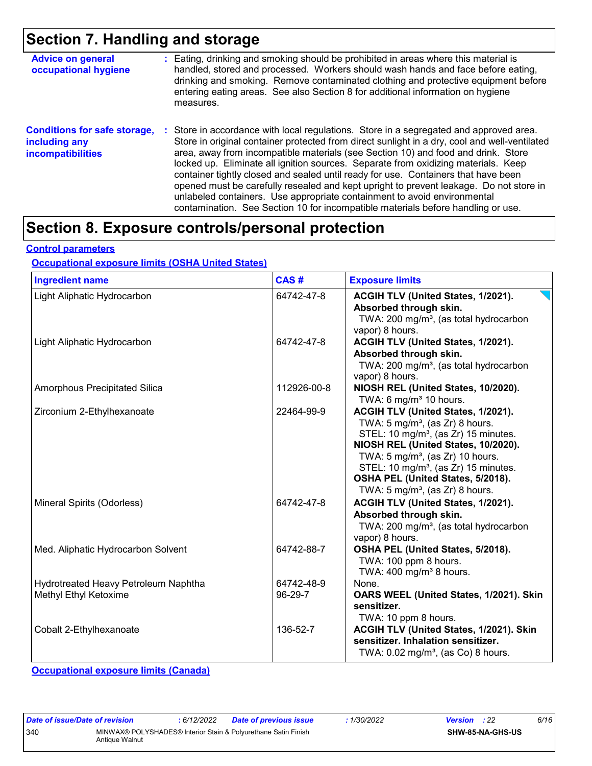# Section 7. Handling and storage

| | |
|---|---|
| **Advice on general occupational hygiene** | : Eating, drinking and smoking should be prohibited in areas where this material is handled, stored and processed. Workers should wash hands and face before eating, drinking and smoking. Remove contaminated clothing and protective equipment before entering eating areas. See also Section 8 for additional information on hygiene measures. |
| **Conditions for safe storage, including any incompatibilities** | : Store in accordance with local regulations. Store in a segregated and approved area. Store in original container protected from direct sunlight in a dry, cool and well-ventilated area, away from incompatible materials (see Section 10) and food and drink. Store locked up. Eliminate all ignition sources. Separate from oxidizing materials. Keep container tightly closed and sealed until ready for use. Containers that have been opened must be carefully resealed and kept upright to prevent leakage. Do not store in unlabeled containers. Use appropriate containment to avoid environmental contamination. See Section 10 for incompatible materials before handling or use. |

# Section 8. Exposure controls/personal protection

**Control parameters**

**Occupational exposure limits (OSHA United States)**

| Ingredient name | CAS # | Exposure limits |
|---|---|---|
| Light Aliphatic Hydrocarbon | 64742-47-8 | **ACGIH TLV (United States, 1/2021). Absorbed through skin.**<br>TWA: 200 mg/m³, (as total hydrocarbon vapor) 8 hours. |
| Light Aliphatic Hydrocarbon | 64742-47-8 | **ACGIH TLV (United States, 1/2021). Absorbed through skin.**<br>TWA: 200 mg/m³, (as total hydrocarbon vapor) 8 hours. |
| Amorphous Precipitated Silica | 112926-00-8 | **NIOSH REL (United States, 10/2020).**<br>TWA: 6 mg/m³ 10 hours. |
| Zirconium 2-Ethylhexanoate | 22464-99-9 | **ACGIH TLV (United States, 1/2021).**<br>TWA: 5 mg/m³, (as Zr) 8 hours.<br>STEL: 10 mg/m³, (as Zr) 15 minutes.<br>**NIOSH REL (United States, 10/2020).**<br>TWA: 5 mg/m³, (as Zr) 10 hours.<br>STEL: 10 mg/m³, (as Zr) 15 minutes.<br>**OSHA PEL (United States, 5/2018).**<br>TWA: 5 mg/m³, (as Zr) 8 hours. |
| Mineral Spirits (Odorless) | 64742-47-8 | **ACGIH TLV (United States, 1/2021). Absorbed through skin.**<br>TWA: 200 mg/m³, (as total hydrocarbon vapor) 8 hours. |
| Med. Aliphatic Hydrocarbon Solvent | 64742-88-7 | **OSHA PEL (United States, 5/2018).**<br>TWA: 100 ppm 8 hours.<br>TWA: 400 mg/m³ 8 hours. |
| Hydrotreated Heavy Petroleum Naphtha | 64742-48-9 | None. |
| Methyl Ethyl Ketoxime | 96-29-7 | **OARS WEEL (United States, 1/2021). Skin sensitizer.**<br>TWA: 10 ppm 8 hours. |
| Cobalt 2-Ethylhexanoate | 136-52-7 | **ACGIH TLV (United States, 1/2021). Skin sensitizer. Inhalation sensitizer.**<br>TWA: 0.02 mg/m³, (as Co) 8 hours. |

**Occupational exposure limits (Canada)**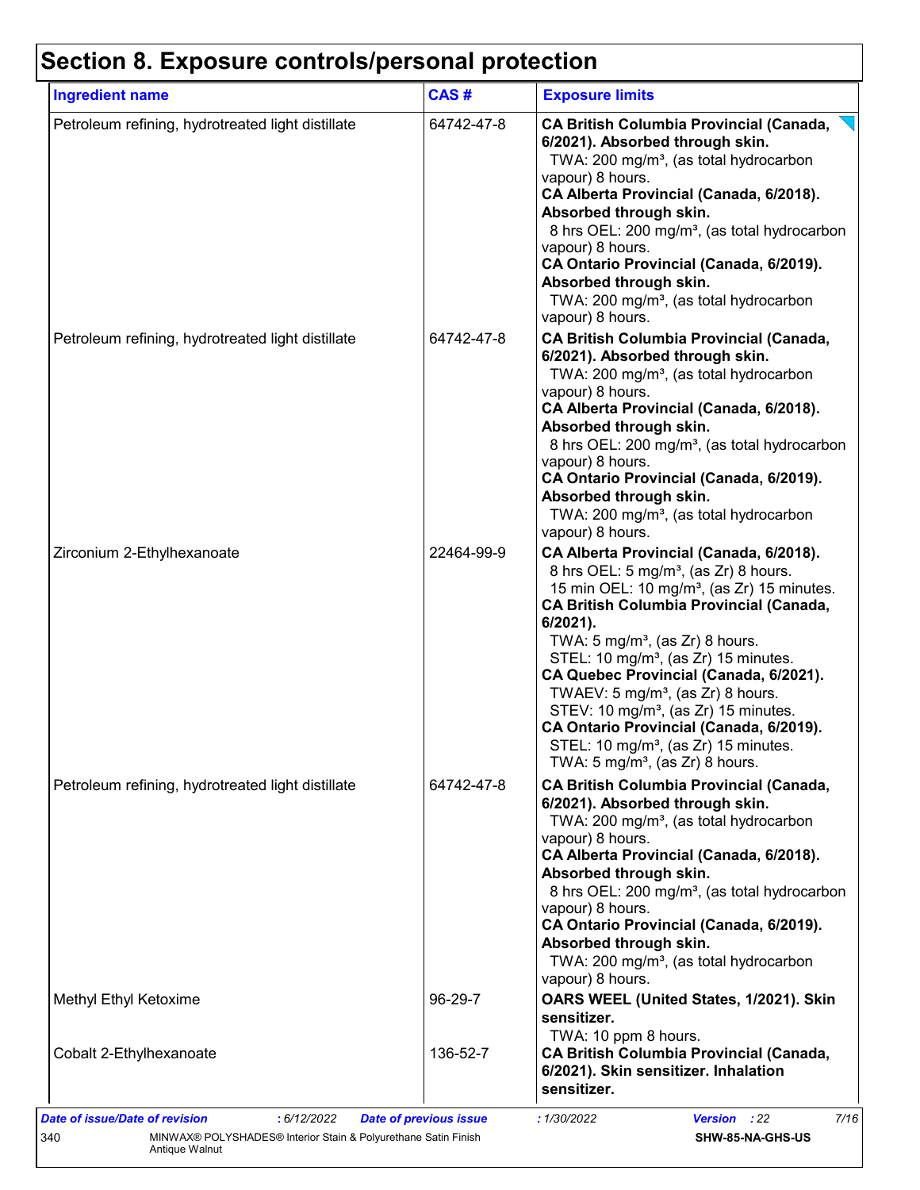# Section 8. Exposure controls/personal protection

| Ingredient name | CAS # | Exposure limits |
|---|---|---|
| Petroleum refining, hydrotreated light distillate | 64742-47-8 | **CA British Columbia Provincial (Canada, 6/2021). Absorbed through skin.**<br>TWA: 200 mg/m³, (as total hydrocarbon vapour) 8 hours.<br>**CA Alberta Provincial (Canada, 6/2018). Absorbed through skin.**<br>8 hrs OEL: 200 mg/m³, (as total hydrocarbon vapour) 8 hours.<br>**CA Ontario Provincial (Canada, 6/2019). Absorbed through skin.**<br>TWA: 200 mg/m³, (as total hydrocarbon vapour) 8 hours. |
| Petroleum refining, hydrotreated light distillate | 64742-47-8 | **CA British Columbia Provincial (Canada, 6/2021). Absorbed through skin.**<br>TWA: 200 mg/m³, (as total hydrocarbon vapour) 8 hours.<br>**CA Alberta Provincial (Canada, 6/2018). Absorbed through skin.**<br>8 hrs OEL: 200 mg/m³, (as total hydrocarbon vapour) 8 hours.<br>**CA Ontario Provincial (Canada, 6/2019). Absorbed through skin.**<br>TWA: 200 mg/m³, (as total hydrocarbon vapour) 8 hours. |
| Zirconium 2-Ethylhexanoate | 22464-99-9 | **CA Alberta Provincial (Canada, 6/2018).**<br>8 hrs OEL: 5 mg/m³, (as Zr) 8 hours.<br>15 min OEL: 10 mg/m³, (as Zr) 15 minutes.<br>**CA British Columbia Provincial (Canada, 6/2021).**<br>TWA: 5 mg/m³, (as Zr) 8 hours.<br>STEL: 10 mg/m³, (as Zr) 15 minutes.<br>**CA Quebec Provincial (Canada, 6/2021).**<br>TWAEV: 5 mg/m³, (as Zr) 8 hours.<br>STEV: 10 mg/m³, (as Zr) 15 minutes.<br>**CA Ontario Provincial (Canada, 6/2019).**<br>STEL: 10 mg/m³, (as Zr) 15 minutes.<br>TWA: 5 mg/m³, (as Zr) 8 hours. |
| Petroleum refining, hydrotreated light distillate | 64742-47-8 | **CA British Columbia Provincial (Canada, 6/2021). Absorbed through skin.**<br>TWA: 200 mg/m³, (as total hydrocarbon vapour) 8 hours.<br>**CA Alberta Provincial (Canada, 6/2018). Absorbed through skin.**<br>8 hrs OEL: 200 mg/m³, (as total hydrocarbon vapour) 8 hours.<br>**CA Ontario Provincial (Canada, 6/2019). Absorbed through skin.**<br>TWA: 200 mg/m³, (as total hydrocarbon vapour) 8 hours. |
| Methyl Ethyl Ketoxime | 96-29-7 | **OARS WEEL (United States, 1/2021). Skin sensitizer.**<br>TWA: 10 ppm 8 hours. |
| Cobalt 2-Ethylhexanoate | 136-52-7 | **CA British Columbia Provincial (Canada, 6/2021). Skin sensitizer. Inhalation sensitizer.** |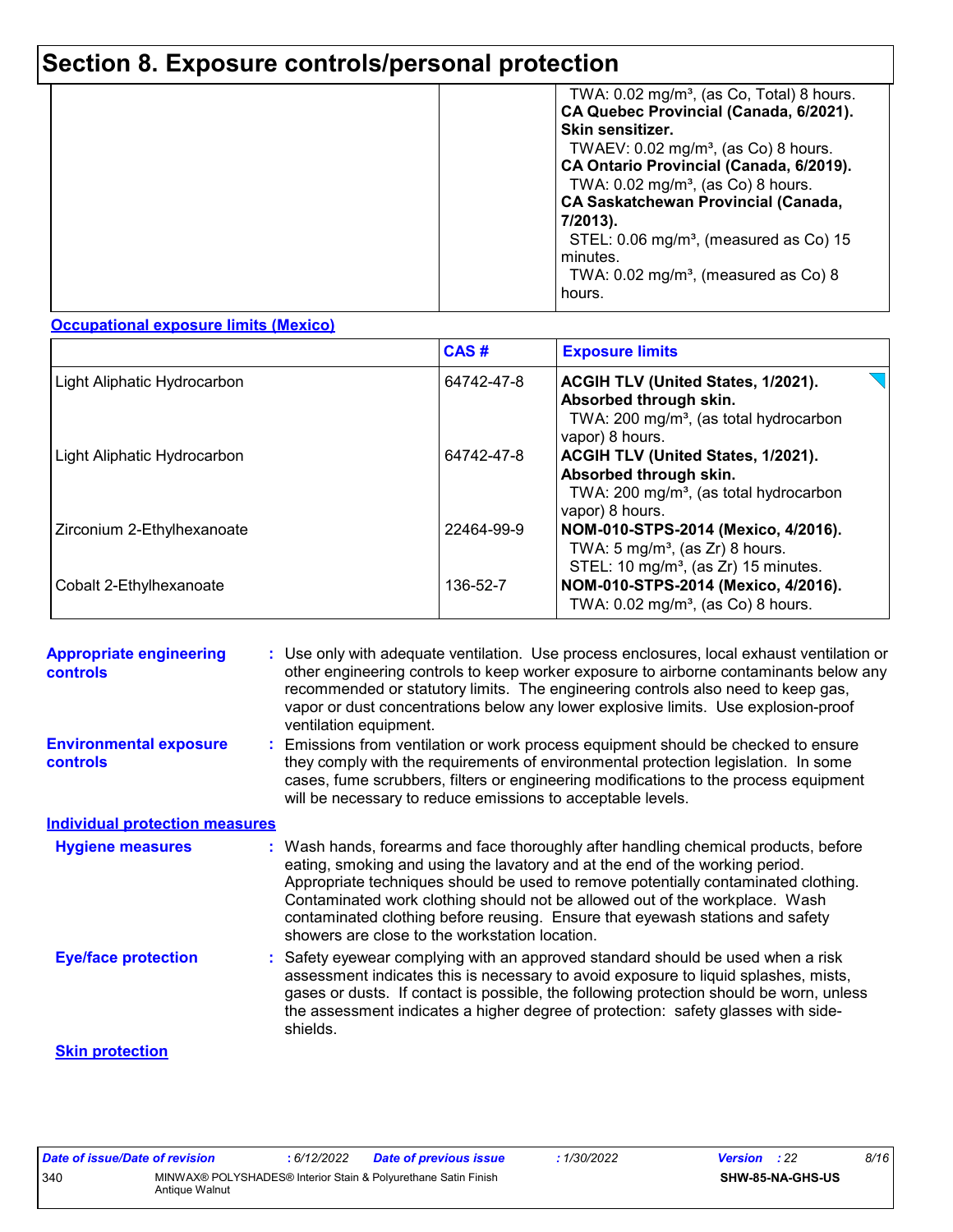## Section 8. Exposure controls/personal protection

| | | |
|---|---|---|
| | | TWA: 0.02 mg/m³, (as Co, Total) 8 hours.<br>**CA Quebec Provincial (Canada, 6/2021). Skin sensitizer.**<br>TWAEV: 0.02 mg/m³, (as Co) 8 hours.<br>**CA Ontario Provincial (Canada, 6/2019).**<br>TWA: 0.02 mg/m³, (as Co) 8 hours.<br>**CA Saskatchewan Provincial (Canada, 7/2013).**<br>STEL: 0.06 mg/m³, (measured as Co) 15 minutes.<br>TWA: 0.02 mg/m³, (measured as Co) 8 hours. |

**Occupational exposure limits (Mexico)**

| | CAS # | Exposure limits |
|---|---|---|
| Light Aliphatic Hydrocarbon | 64742-47-8 | **ACGIH TLV (United States, 1/2021). Absorbed through skin.**<br>TWA: 200 mg/m³, (as total hydrocarbon vapor) 8 hours. |
| Light Aliphatic Hydrocarbon | 64742-47-8 | **ACGIH TLV (United States, 1/2021). Absorbed through skin.**<br>TWA: 200 mg/m³, (as total hydrocarbon vapor) 8 hours. |
| Zirconium 2-Ethylhexanoate | 22464-99-9 | **NOM-010-STPS-2014 (Mexico, 4/2016).**<br>TWA: 5 mg/m³, (as Zr) 8 hours.<br>STEL: 10 mg/m³, (as Zr) 15 minutes. |
| Cobalt 2-Ethylhexanoate | 136-52-7 | **NOM-010-STPS-2014 (Mexico, 4/2016).**<br>TWA: 0.02 mg/m³, (as Co) 8 hours. |

**Appropriate engineering controls** : Use only with adequate ventilation. Use process enclosures, local exhaust ventilation or other engineering controls to keep worker exposure to airborne contaminants below any recommended or statutory limits. The engineering controls also need to keep gas, vapor or dust concentrations below any lower explosive limits. Use explosion-proof ventilation equipment.

**Environmental exposure controls** : Emissions from ventilation or work process equipment should be checked to ensure they comply with the requirements of environmental protection legislation. In some cases, fume scrubbers, filters or engineering modifications to the process equipment will be necessary to reduce emissions to acceptable levels.

**Individual protection measures**

**Hygiene measures** : Wash hands, forearms and face thoroughly after handling chemical products, before eating, smoking and using the lavatory and at the end of the working period. Appropriate techniques should be used to remove potentially contaminated clothing. Contaminated work clothing should not be allowed out of the workplace. Wash contaminated clothing before reusing. Ensure that eyewash stations and safety showers are close to the workstation location.

**Eye/face protection** : Safety eyewear complying with an approved standard should be used when a risk assessment indicates this is necessary to avoid exposure to liquid splashes, mists, gases or dusts. If contact is possible, the following protection should be worn, unless the assessment indicates a higher degree of protection: safety glasses with side-shields.

**Skin protection**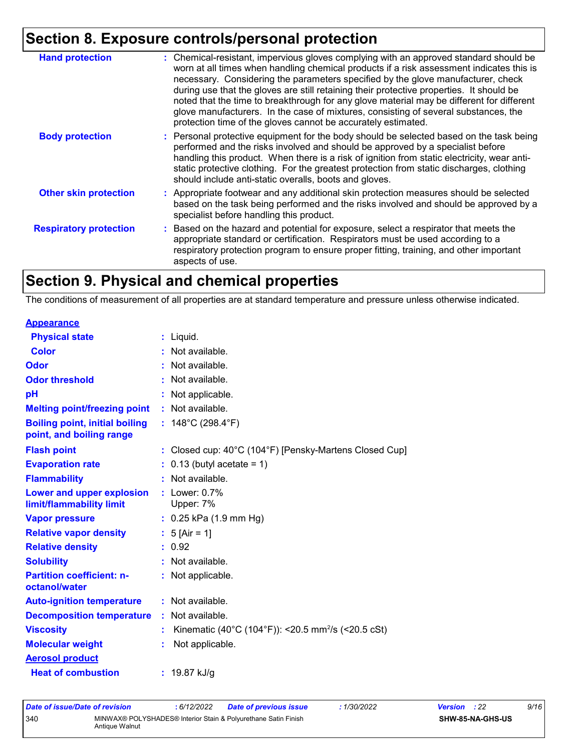## Section 8. Exposure controls/personal protection

| | |
|---|---|
| **Hand protection** | : Chemical-resistant, impervious gloves complying with an approved standard should be worn at all times when handling chemical products if a risk assessment indicates this is necessary. Considering the parameters specified by the glove manufacturer, check during use that the gloves are still retaining their protective properties. It should be noted that the time to breakthrough for any glove material may be different for different glove manufacturers. In the case of mixtures, consisting of several substances, the protection time of the gloves cannot be accurately estimated. |
| **Body protection** | : Personal protective equipment for the body should be selected based on the task being performed and the risks involved and should be approved by a specialist before handling this product. When there is a risk of ignition from static electricity, wear anti-static protective clothing. For the greatest protection from static discharges, clothing should include anti-static overalls, boots and gloves. |
| **Other skin protection** | : Appropriate footwear and any additional skin protection measures should be selected based on the task being performed and the risks involved and should be approved by a specialist before handling this product. |
| **Respiratory protection** | : Based on the hazard and potential for exposure, select a respirator that meets the appropriate standard or certification. Respirators must be used according to a respiratory protection program to ensure proper fitting, training, and other important aspects of use. |

## Section 9. Physical and chemical properties

The conditions of measurement of all properties are at standard temperature and pressure unless otherwise indicated.

| | |
|---|---|
| **Appearance** | |
| **Physical state** | : Liquid. |
| **Color** | : Not available. |
| **Odor** | : Not available. |
| **Odor threshold** | : Not available. |
| **pH** | : Not applicable. |
| **Melting point/freezing point** | : Not available. |
| **Boiling point, initial boiling point, and boiling range** | : 148°C (298.4°F) |
| **Flash point** | : Closed cup: 40°C (104°F) [Pensky-Martens Closed Cup] |
| **Evaporation rate** | : 0.13 (butyl acetate = 1) |
| **Flammability** | : Not available. |
| **Lower and upper explosion limit/flammability limit** | : Lower: 0.7%<br>Upper: 7% |
| **Vapor pressure** | : 0.25 kPa (1.9 mm Hg) |
| **Relative vapor density** | : 5 [Air = 1] |
| **Relative density** | : 0.92 |
| **Solubility** | : Not available. |
| **Partition coefficient: n-octanol/water** | : Not applicable. |
| **Auto-ignition temperature** | : Not available. |
| **Decomposition temperature** | : Not available. |
| **Viscosity** | : Kinematic (40°C (104°F)): <20.5 $mm^2$/s (<20.5 cSt) |
| **Molecular weight** | : Not applicable. |
| **Aerosol product** | |
| **Heat of combustion** | : 19.87 kJ/g |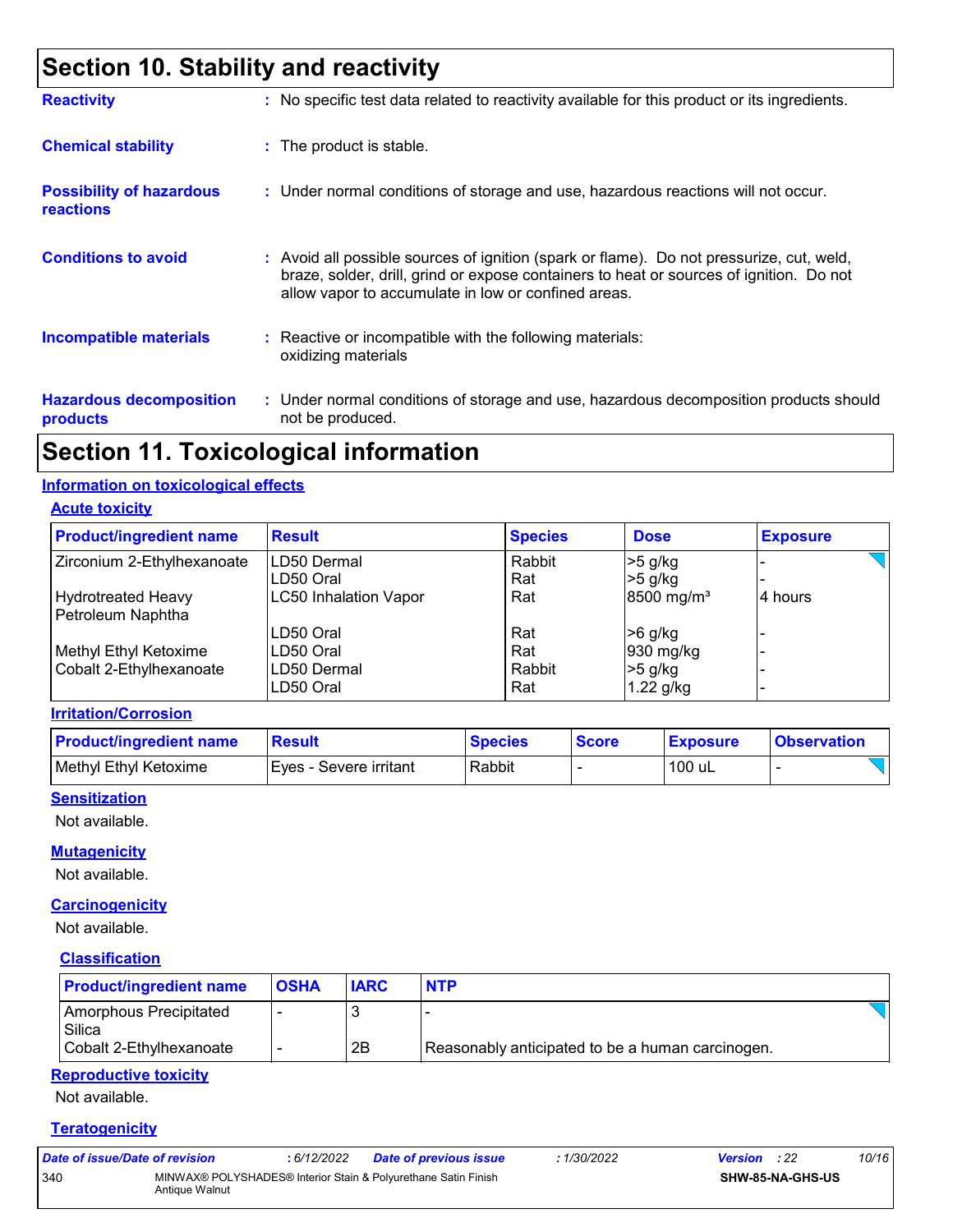# Section 10. Stability and reactivity

**Reactivity** : No specific test data related to reactivity available for this product or its ingredients.

**Chemical stability** : The product is stable.

**Possibility of hazardous reactions** : Under normal conditions of storage and use, hazardous reactions will not occur.

**Conditions to avoid** : Avoid all possible sources of ignition (spark or flame). Do not pressurize, cut, weld, braze, solder, drill, grind or expose containers to heat or sources of ignition. Do not allow vapor to accumulate in low or confined areas.

**Incompatible materials** : Reactive or incompatible with the following materials: oxidizing materials

**Hazardous decomposition products** : Under normal conditions of storage and use, hazardous decomposition products should not be produced.

# Section 11. Toxicological information

## Information on toxicological effects

### Acute toxicity

| Product/ingredient name | Result | Species | Dose | Exposure |
|---|---|---|---|---|
| Zirconium 2-Ethylhexanoate | LD50 Dermal | Rabbit | >5 g/kg | - |
| | LD50 Oral | Rat | >5 g/kg | - |
| Hydrotreated Heavy Petroleum Naphtha | LC50 Inhalation Vapor | Rat | 8500 mg/m³ | 4 hours |
| | LD50 Oral | Rat | >6 g/kg | - |
| Methyl Ethyl Ketoxime | LD50 Oral | Rat | 930 mg/kg | - |
| Cobalt 2-Ethylhexanoate | LD50 Dermal | Rabbit | >5 g/kg | - |
| | LD50 Oral | Rat | 1.22 g/kg | - |

### Irritation/Corrosion

| Product/ingredient name | Result | Species | Score | Exposure | Observation |
|---|---|---|---|---|---|
| Methyl Ethyl Ketoxime | Eyes - Severe irritant | Rabbit | - | 100 uL | - |

### Sensitization

Not available.

### Mutagenicity

Not available.

### Carcinogenicity

Not available.

#### Classification

| Product/ingredient name | OSHA | IARC | NTP |
|---|---|---|---|
| Amorphous Precipitated Silica | - | 3 | - |
| Cobalt 2-Ethylhexanoate | - | 2B | Reasonably anticipated to be a human carcinogen. |

### Reproductive toxicity

Not available.

### Teratogenicity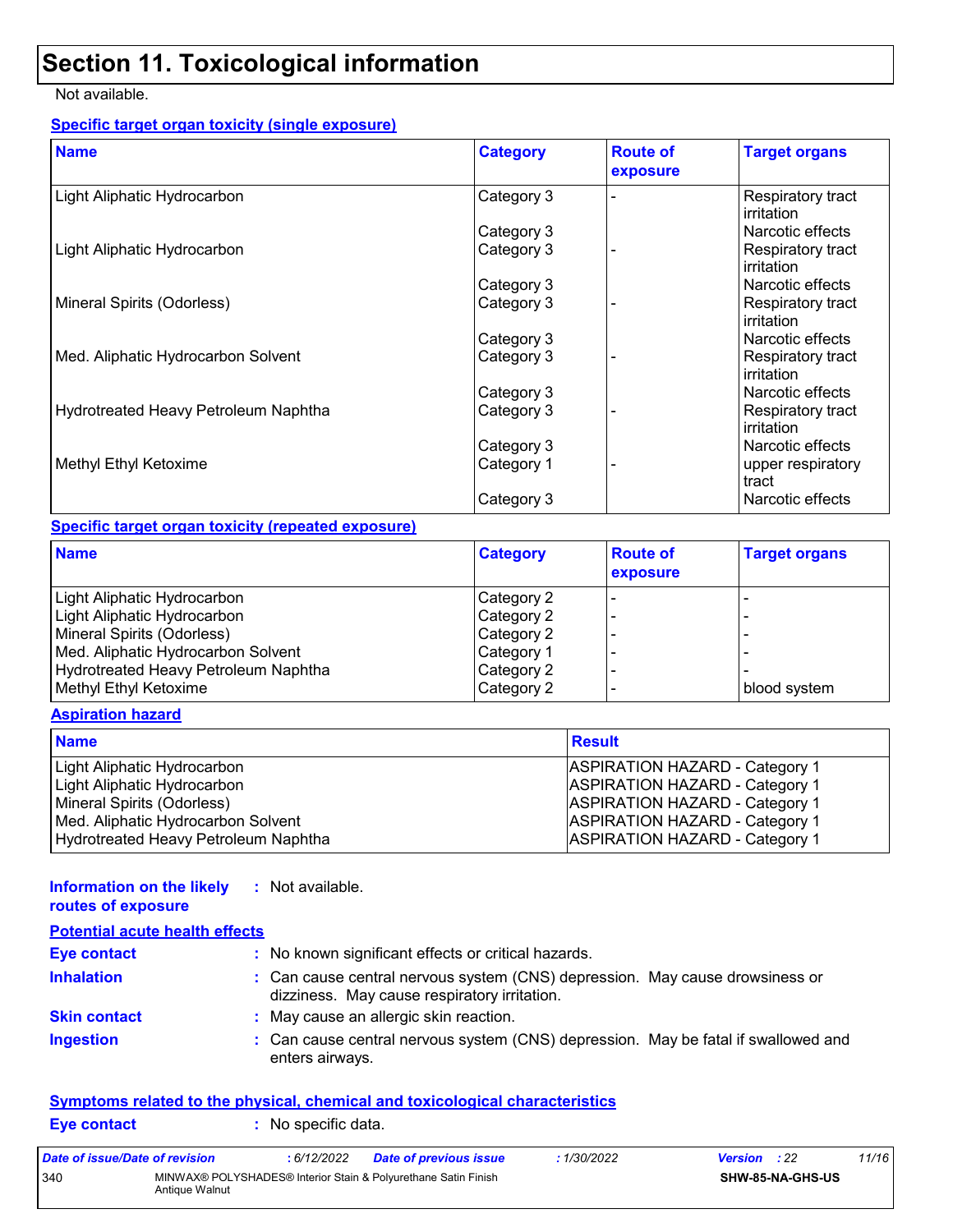# Section 11. Toxicological information

Not available.

**Specific target organ toxicity (single exposure)**

| Name | Category | Route of exposure | Target organs |
|---|---|---|---|
| Light Aliphatic Hydrocarbon | Category 3 | - | Respiratory tract irritation |
| | Category 3 | | Narcotic effects |
| Light Aliphatic Hydrocarbon | Category 3 | - | Respiratory tract irritation |
| | Category 3 | | Narcotic effects |
| Mineral Spirits (Odorless) | Category 3 | - | Respiratory tract irritation |
| | Category 3 | | Narcotic effects |
| Med. Aliphatic Hydrocarbon Solvent | Category 3 | - | Respiratory tract irritation |
| | Category 3 | | Narcotic effects |
| Hydrotreated Heavy Petroleum Naphtha | Category 3 | - | Respiratory tract irritation |
| | Category 3 | | Narcotic effects |
| Methyl Ethyl Ketoxime | Category 1 | - | upper respiratory tract |
| | Category 3 | | Narcotic effects |

**Specific target organ toxicity (repeated exposure)**

| Name | Category | Route of exposure | Target organs |
|---|---|---|---|
| Light Aliphatic Hydrocarbon | Category 2 | - | - |
| Light Aliphatic Hydrocarbon | Category 2 | - | - |
| Mineral Spirits (Odorless) | Category 2 | - | - |
| Med. Aliphatic Hydrocarbon Solvent | Category 1 | - | - |
| Hydrotreated Heavy Petroleum Naphtha | Category 2 | - | - |
| Methyl Ethyl Ketoxime | Category 2 | - | blood system |

**Aspiration hazard**

| Name | Result |
|---|---|
| Light Aliphatic Hydrocarbon | ASPIRATION HAZARD - Category 1 |
| Light Aliphatic Hydrocarbon | ASPIRATION HAZARD - Category 1 |
| Mineral Spirits (Odorless) | ASPIRATION HAZARD - Category 1 |
| Med. Aliphatic Hydrocarbon Solvent | ASPIRATION HAZARD - Category 1 |
| Hydrotreated Heavy Petroleum Naphtha | ASPIRATION HAZARD - Category 1 |

**Information on the likely routes of exposure** : Not available.

**Potential acute health effects**

**Eye contact** : No known significant effects or critical hazards.

**Inhalation** : Can cause central nervous system (CNS) depression. May cause drowsiness or dizziness. May cause respiratory irritation.

**Skin contact** : May cause an allergic skin reaction.

**Ingestion** : Can cause central nervous system (CNS) depression. May be fatal if swallowed and enters airways.

**Symptoms related to the physical, chemical and toxicological characteristics**

**Eye contact** : No specific data.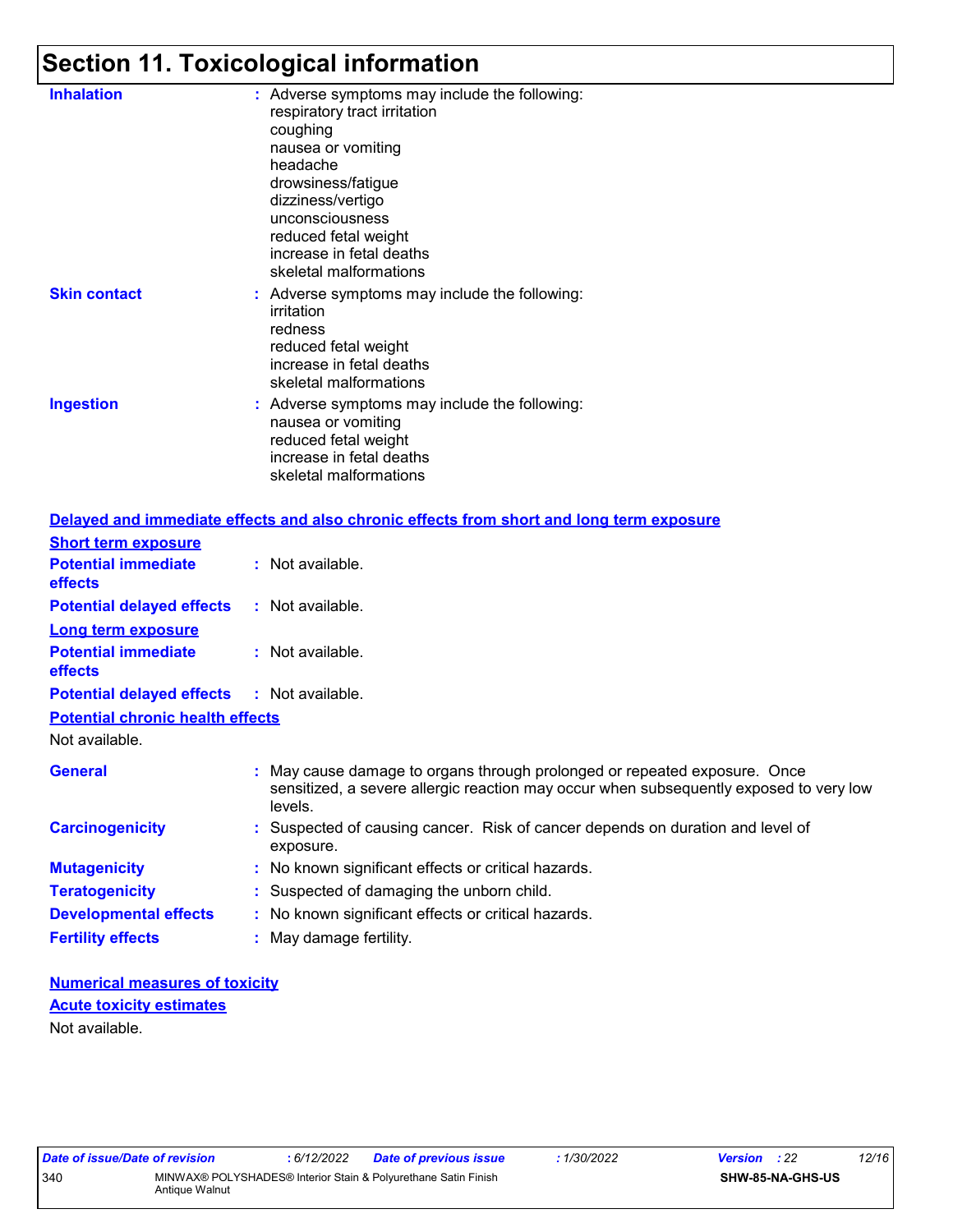# Section 11. Toxicological information

**Inhalation** : Adverse symptoms may include the following:
respiratory tract irritation
coughing
nausea or vomiting
headache
drowsiness/fatigue
dizziness/vertigo
unconsciousness
reduced fetal weight
increase in fetal deaths
skeletal malformations

**Skin contact** : Adverse symptoms may include the following:
irritation
redness
reduced fetal weight
increase in fetal deaths
skeletal malformations

**Ingestion** : Adverse symptoms may include the following:
nausea or vomiting
reduced fetal weight
increase in fetal deaths
skeletal malformations

**Delayed and immediate effects and also chronic effects from short and long term exposure**

**Short term exposure**

**Potential immediate effects** : Not available.

**Potential delayed effects** : Not available.

**Long term exposure**

**Potential immediate effects** : Not available.

**Potential delayed effects** : Not available.

**Potential chronic health effects**

Not available.

**General** : May cause damage to organs through prolonged or repeated exposure. Once sensitized, a severe allergic reaction may occur when subsequently exposed to very low levels.

**Carcinogenicity** : Suspected of causing cancer. Risk of cancer depends on duration and level of exposure.

**Mutagenicity** : No known significant effects or critical hazards.

**Teratogenicity** : Suspected of damaging the unborn child.

**Developmental effects** : No known significant effects or critical hazards.

**Fertility effects** : May damage fertility.

**Numerical measures of toxicity**

**Acute toxicity estimates**

Not available.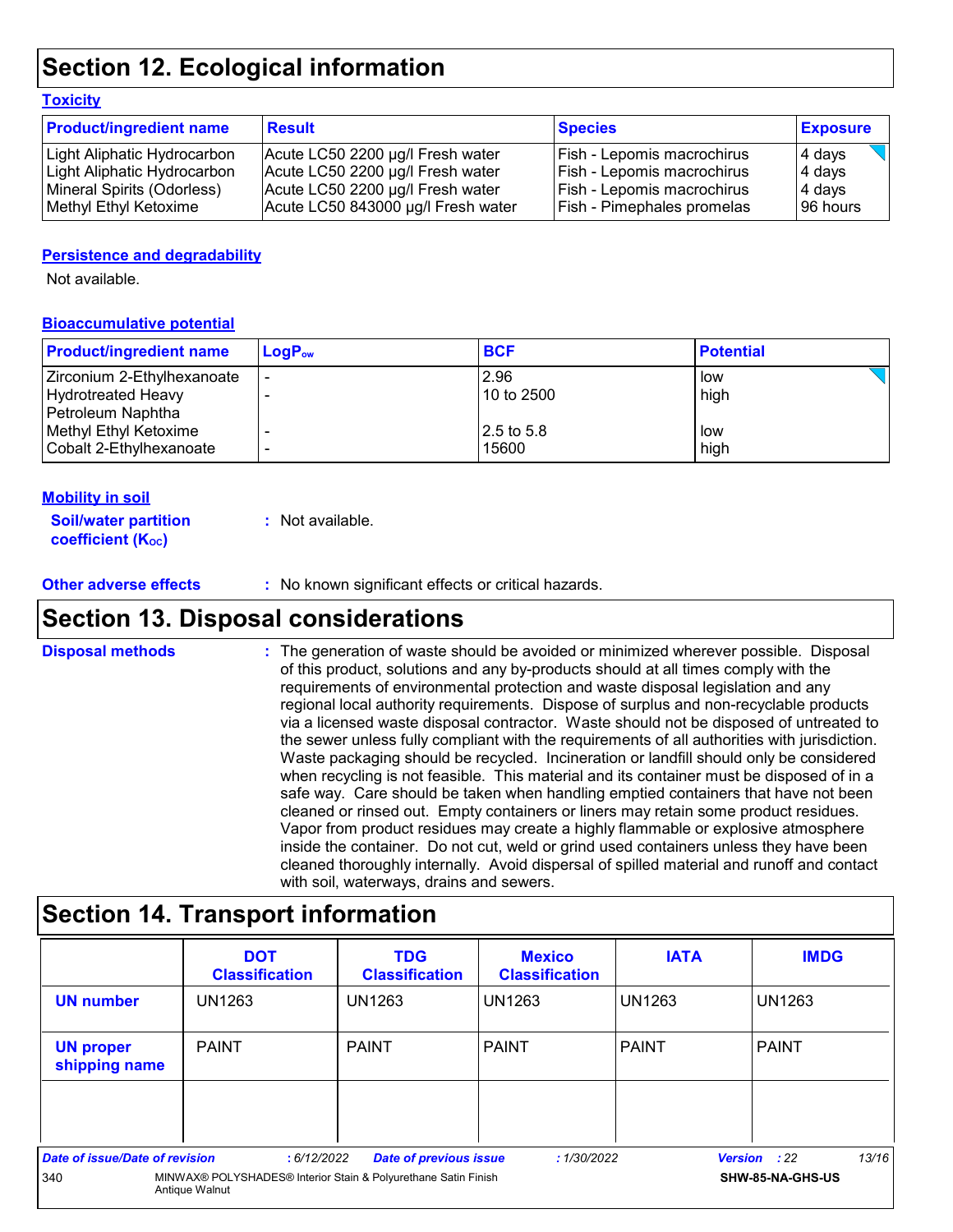# Section 12. Ecological information

### Toxicity

| Product/ingredient name | Result | Species | Exposure |
| --- | --- | --- | --- |
| Light Aliphatic Hydrocarbon | Acute LC50 2200 µg/l Fresh water | Fish - Lepomis macrochirus | 4 days |
| Light Aliphatic Hydrocarbon | Acute LC50 2200 µg/l Fresh water | Fish - Lepomis macrochirus | 4 days |
| Mineral Spirits (Odorless) | Acute LC50 2200 µg/l Fresh water | Fish - Lepomis macrochirus | 4 days |
| Methyl Ethyl Ketoxime | Acute LC50 843000 µg/l Fresh water | Fish - Pimephales promelas | 96 hours |

### Persistence and degradability

Not available.

### Bioaccumulative potential

| Product/ingredient name | $LogP_{ow}$ | BCF | Potential |
| --- | --- | --- | --- |
| Zirconium 2-Ethylhexanoate | - | 2.96 | low |
| Hydrotreated Heavy Petroleum Naphtha | - | 10 to 2500 | high |
| Methyl Ethyl Ketoxime | - | 2.5 to 5.8 | low |
| Cobalt 2-Ethylhexanoate | - | 15600 | high |

### Mobility in soil

**Soil/water partition coefficient ($K_{OC}$)** : Not available.

**Other adverse effects** : No known significant effects or critical hazards.

# Section 13. Disposal considerations

**Disposal methods** : The generation of waste should be avoided or minimized wherever possible. Disposal of this product, solutions and any by-products should at all times comply with the requirements of environmental protection and waste disposal legislation and any regional local authority requirements. Dispose of surplus and non-recyclable products via a licensed waste disposal contractor. Waste should not be disposed of untreated to the sewer unless fully compliant with the requirements of all authorities with jurisdiction. Waste packaging should be recycled. Incineration or landfill should only be considered when recycling is not feasible. This material and its container must be disposed of in a safe way. Care should be taken when handling emptied containers that have not been cleaned or rinsed out. Empty containers or liners may retain some product residues. Vapor from product residues may create a highly flammable or explosive atmosphere inside the container. Do not cut, weld or grind used containers unless they have been cleaned thoroughly internally. Avoid dispersal of spilled material and runoff and contact with soil, waterways, drains and sewers.

# Section 14. Transport information

| | DOT Classification | TDG Classification | Mexico Classification | IATA | IMDG |
| --- | --- | --- | --- | --- | --- |
| UN number | UN1263 | UN1263 | UN1263 | UN1263 | UN1263 |
| UN proper shipping name | PAINT | PAINT | PAINT | PAINT | PAINT |
| | | | | | |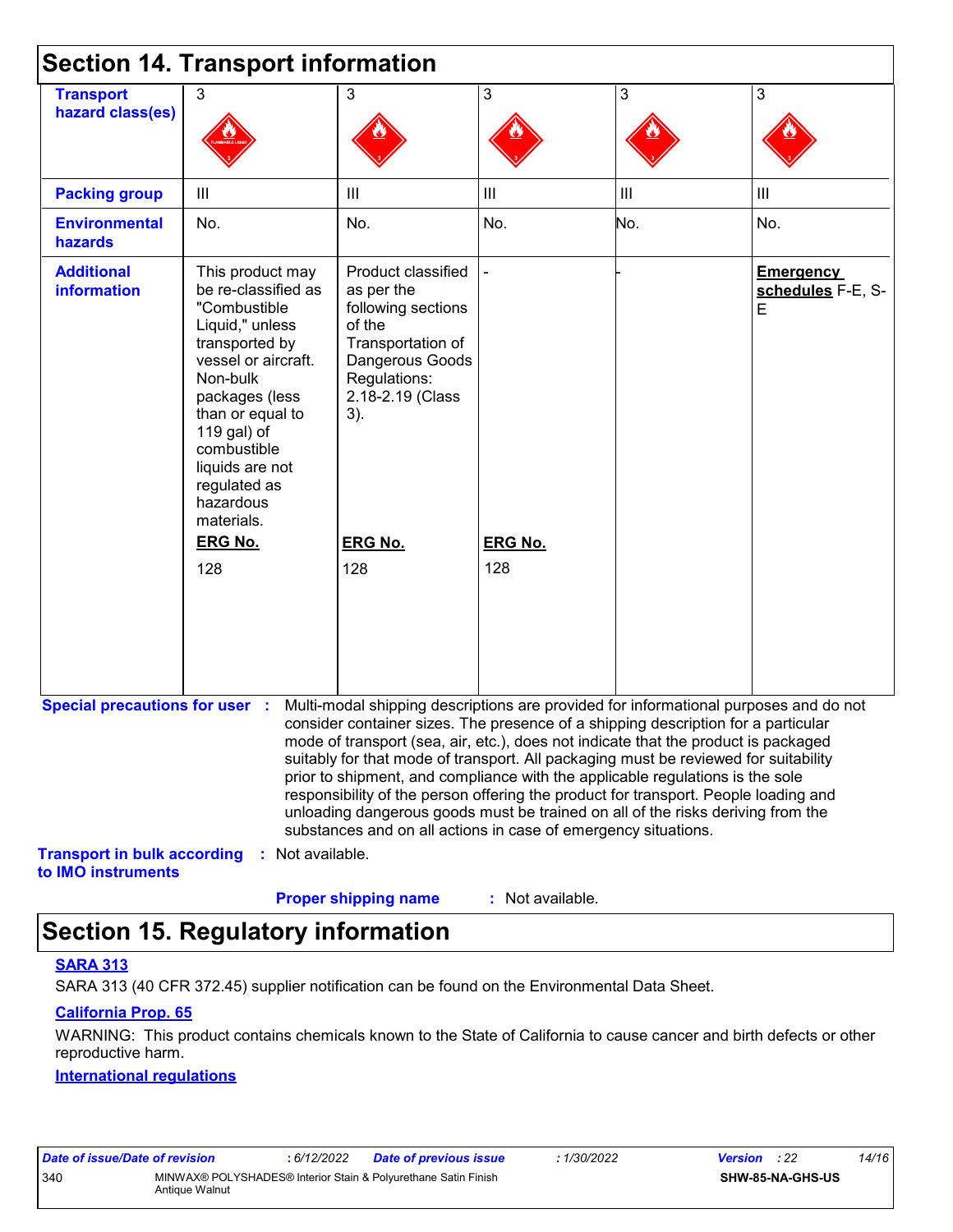# Section 14. Transport information

| Transport hazard class(es) | 3 | 3 | 3 | 3 | 3 |
| --- | --- | --- | --- | --- | --- |
| Packing group | III | III | III | III | III |
| Environmental hazards | No. | No. | No. | No. | No. |
| Additional information | This product may be re-classified as "Combustible Liquid," unless transported by vessel or aircraft. Non-bulk packages (less than or equal to 119 gal) of combustible liquids are not regulated as hazardous materials. **ERG No.** 128 | Product classified as per the following sections of the Transportation of Dangerous Goods Regulations: 2.18-2.19 (Class 3). **ERG No.** 128 | - **ERG No.** 128 | - | **Emergency schedules** F-E, S-E |

**Special precautions for user** : Multi-modal shipping descriptions are provided for informational purposes and do not consider container sizes. The presence of a shipping description for a particular mode of transport (sea, air, etc.), does not indicate that the product is packaged suitably for that mode of transport. All packaging must be reviewed for suitability prior to shipment, and compliance with the applicable regulations is the sole responsibility of the person offering the product for transport. People loading and unloading dangerous goods must be trained on all of the risks deriving from the substances and on all actions in case of emergency situations.

**Transport in bulk according to IMO instruments** : Not available.

**Proper shipping name** : Not available.

# Section 15. Regulatory information

**SARA 313**

SARA 313 (40 CFR 372.45) supplier notification can be found on the Environmental Data Sheet.

**California Prop. 65**

WARNING: This product contains chemicals known to the State of California to cause cancer and birth defects or other reproductive harm.

**International regulations**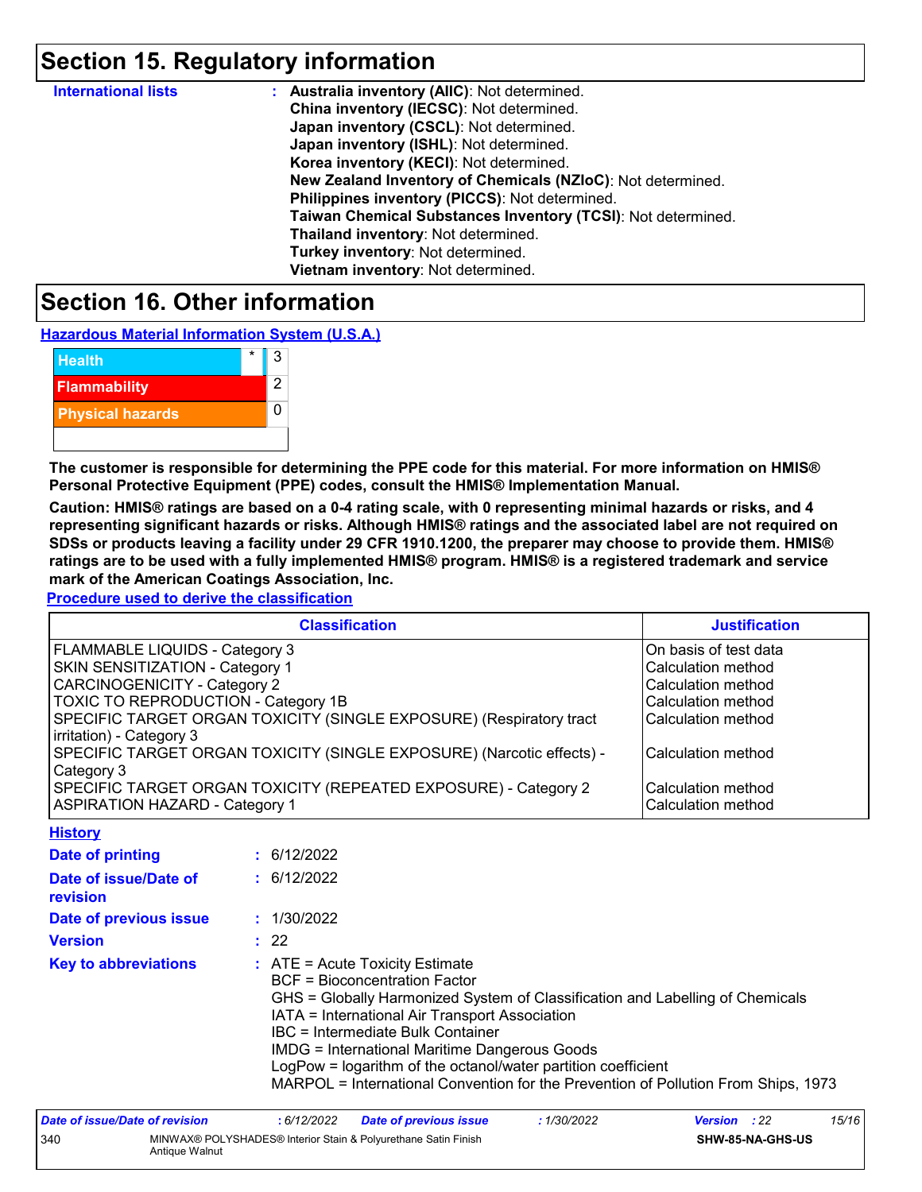## Section 15. Regulatory information

**International lists** :
- **Australia inventory (AIIC)**: Not determined.
- **China inventory (IECSC)**: Not determined.
- **Japan inventory (CSCL)**: Not determined.
- **Japan inventory (ISHL)**: Not determined.
- **Korea inventory (KECI)**: Not determined.
- **New Zealand Inventory of Chemicals (NZIoC)**: Not determined.
- **Philippines inventory (PICCS)**: Not determined.
- **Taiwan Chemical Substances Inventory (TCSI)**: Not determined.
- **Thailand inventory**: Not determined.
- **Turkey inventory**: Not determined.
- **Vietnam inventory**: Not determined.

## Section 16. Other information

**Hazardous Material Information System (U.S.A.)**

| Category | | Rating |
|---|---|---|
| Health | * | 3 |
| Flammability | | 2 |
| Physical hazards | | 0 |

**The customer is responsible for determining the PPE code for this material. For more information on HMIS® Personal Protective Equipment (PPE) codes, consult the HMIS® Implementation Manual.**

**Caution: HMIS® ratings are based on a 0-4 rating scale, with 0 representing minimal hazards or risks, and 4 representing significant hazards or risks. Although HMIS® ratings and the associated label are not required on SDSs or products leaving a facility under 29 CFR 1910.1200, the preparer may choose to provide them. HMIS® ratings are to be used with a fully implemented HMIS® program. HMIS® is a registered trademark and service mark of the American Coatings Association, Inc.**

**Procedure used to derive the classification**

| Classification | Justification |
|---|---|
| FLAMMABLE LIQUIDS - Category 3 | On basis of test data |
| SKIN SENSITIZATION - Category 1 | Calculation method |
| CARCINOGENICITY - Category 2 | Calculation method |
| TOXIC TO REPRODUCTION - Category 1B | Calculation method |
| SPECIFIC TARGET ORGAN TOXICITY (SINGLE EXPOSURE) (Respiratory tract irritation) - Category 3 | Calculation method |
| SPECIFIC TARGET ORGAN TOXICITY (SINGLE EXPOSURE) (Narcotic effects) - Category 3 | Calculation method |
| SPECIFIC TARGET ORGAN TOXICITY (REPEATED EXPOSURE) - Category 2 | Calculation method |
| ASPIRATION HAZARD - Category 1 | Calculation method |

**History**

**Date of printing** : 6/12/2022

**Date of issue/Date of revision** : 6/12/2022

**Date of previous issue** : 1/30/2022

**Version** : 22

**Key to abbreviations** :
- ATE = Acute Toxicity Estimate
- BCF = Bioconcentration Factor
- GHS = Globally Harmonized System of Classification and Labelling of Chemicals
- IATA = International Air Transport Association
- IBC = Intermediate Bulk Container
- IMDG = International Maritime Dangerous Goods
- LogPow = logarithm of the octanol/water partition coefficient
- MARPOL = International Convention for the Prevention of Pollution From Ships, 1973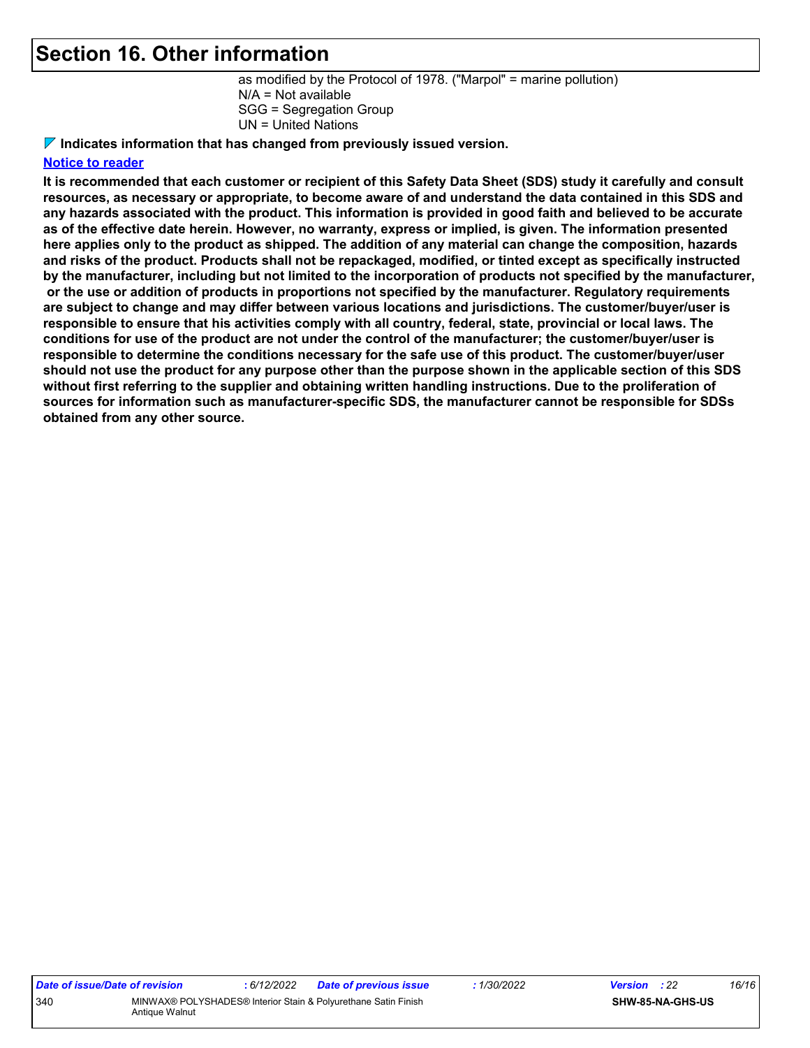# Section 16. Other information

as modified by the Protocol of 1978. ("Marpol" = marine pollution)
N/A = Not available
SGG = Segregation Group
UN = United Nations

**Indicates information that has changed from previously issued version.**

**Notice to reader**

**It is recommended that each customer or recipient of this Safety Data Sheet (SDS) study it carefully and consult resources, as necessary or appropriate, to become aware of and understand the data contained in this SDS and any hazards associated with the product. This information is provided in good faith and believed to be accurate as of the effective date herein. However, no warranty, express or implied, is given. The information presented here applies only to the product as shipped. The addition of any material can change the composition, hazards and risks of the product. Products shall not be repackaged, modified, or tinted except as specifically instructed by the manufacturer, including but not limited to the incorporation of products not specified by the manufacturer, or the use or addition of products in proportions not specified by the manufacturer. Regulatory requirements are subject to change and may differ between various locations and jurisdictions. The customer/buyer/user is responsible to ensure that his activities comply with all country, federal, state, provincial or local laws. The conditions for use of the product are not under the control of the manufacturer; the customer/buyer/user is responsible to determine the conditions necessary for the safe use of this product. The customer/buyer/user should not use the product for any purpose other than the purpose shown in the applicable section of this SDS without first referring to the supplier and obtaining written handling instructions. Due to the proliferation of sources for information such as manufacturer-specific SDS, the manufacturer cannot be responsible for SDSs obtained from any other source.**